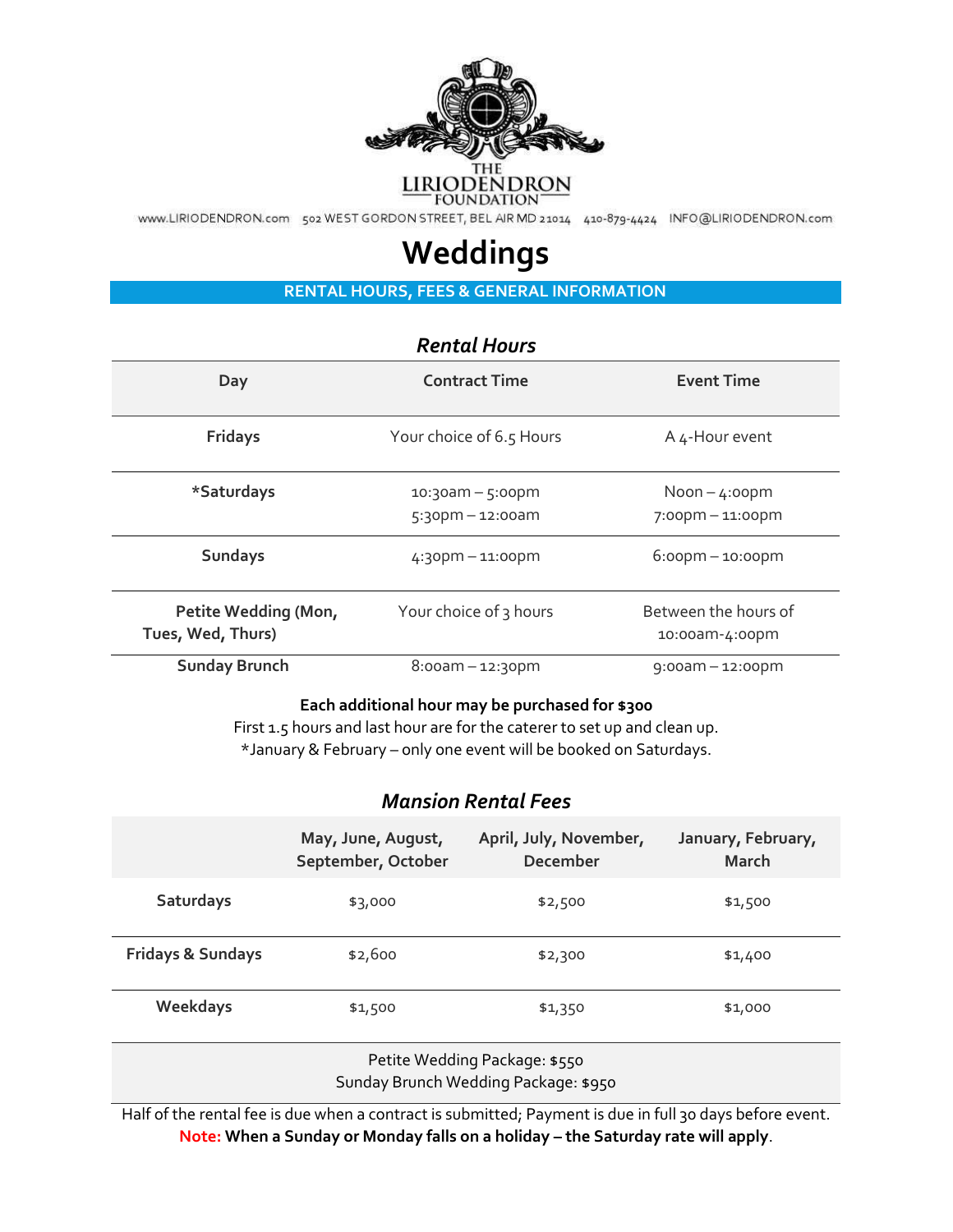THE LIRIODENDRON FOUNDATION

www.LIRIODENDRON.com 502 WEST GORDON STREET, BEL AIR MD 21014 410-879-4424 INFO@LIRIODENDRON.com

# Weddings

## RENTAL HOURS, FEES & GENERAL INFORMATION

### *Rental Hours*

| Day | Contract Time | Event Time |
|---|---|---|
| Fridays | Your choice of 6.5 Hours | A 4-Hour event |
| *Saturdays | 10:30am – 5:00pm<br>5:30pm – 12:00am | Noon – 4:00pm<br>7:00pm – 11:00pm |
| Sundays | 4:30pm – 11:00pm | 6:00pm – 10:00pm |
| Petite Wedding (Mon, Tues, Wed, Thurs) | Your choice of 3 hours | Between the hours of 10:00am-4:00pm |
| Sunday Brunch | 8:00am – 12:30pm | 9:00am – 12:00pm |

**Each additional hour may be purchased for $300**

First 1.5 hours and last hour are for the caterer to set up and clean up.

*January & February – only one event will be booked on Saturdays.

### *Mansion Rental Fees*

| | May, June, August, September, October | April, July, November, December | January, February, March |
|---|---|---|---|
| Saturdays | $3,000 | $2,500 | $1,500 |
| Fridays & Sundays | $2,600 | $2,300 | $1,400 |
| Weekdays | $1,500 | $1,350 | $1,000 |

Petite Wedding Package: $550

Sunday Brunch Wedding Package: $950

Half of the rental fee is due when a contract is submitted; Payment is due in full 30 days before event.

**Note: When a Sunday or Monday falls on a holiday – the Saturday rate will apply**.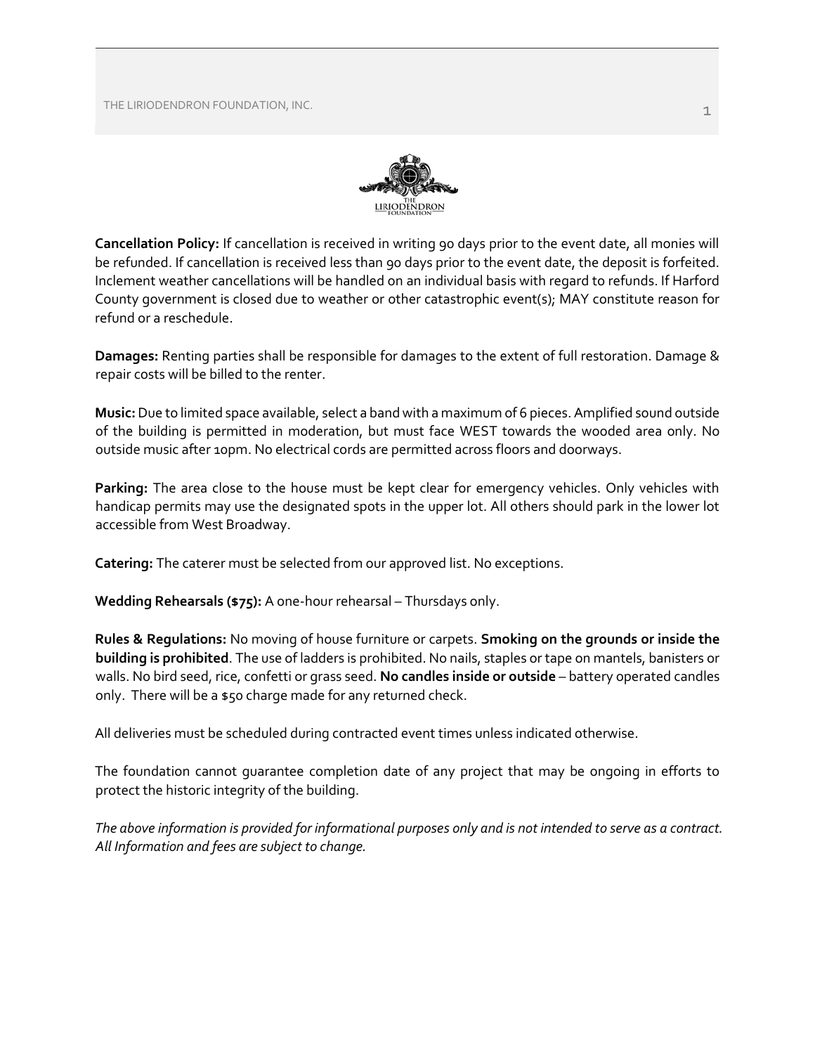**Cancellation Policy:** If cancellation is received in writing 90 days prior to the event date, all monies will be refunded. If cancellation is received less than 90 days prior to the event date, the deposit is forfeited. Inclement weather cancellations will be handled on an individual basis with regard to refunds. If Harford County government is closed due to weather or other catastrophic event(s); MAY constitute reason for refund or a reschedule.

**Damages:** Renting parties shall be responsible for damages to the extent of full restoration. Damage & repair costs will be billed to the renter.

**Music:** Due to limited space available, select a band with a maximum of 6 pieces. Amplified sound outside of the building is permitted in moderation, but must face WEST towards the wooded area only. No outside music after 10pm. No electrical cords are permitted across floors and doorways.

**Parking:** The area close to the house must be kept clear for emergency vehicles. Only vehicles with handicap permits may use the designated spots in the upper lot. All others should park in the lower lot accessible from West Broadway.

**Catering:** The caterer must be selected from our approved list. No exceptions.

**Wedding Rehearsals ($75):** A one-hour rehearsal – Thursdays only.

**Rules & Regulations:** No moving of house furniture or carpets. **Smoking on the grounds or inside the building is prohibited**. The use of ladders is prohibited. No nails, staples or tape on mantels, banisters or walls. No bird seed, rice, confetti or grass seed. **No candles inside or outside** – battery operated candles only. There will be a $50 charge made for any returned check.

All deliveries must be scheduled during contracted event times unless indicated otherwise.

The foundation cannot guarantee completion date of any project that may be ongoing in efforts to protect the historic integrity of the building.

*The above information is provided for informational purposes only and is not intended to serve as a contract. All Information and fees are subject to change.*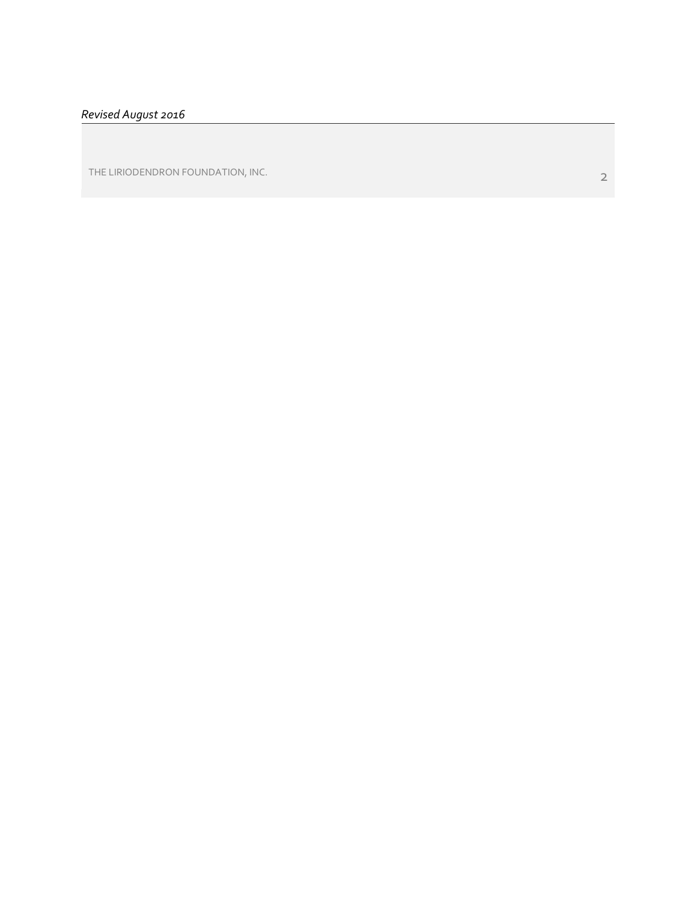*Revised August 2016*